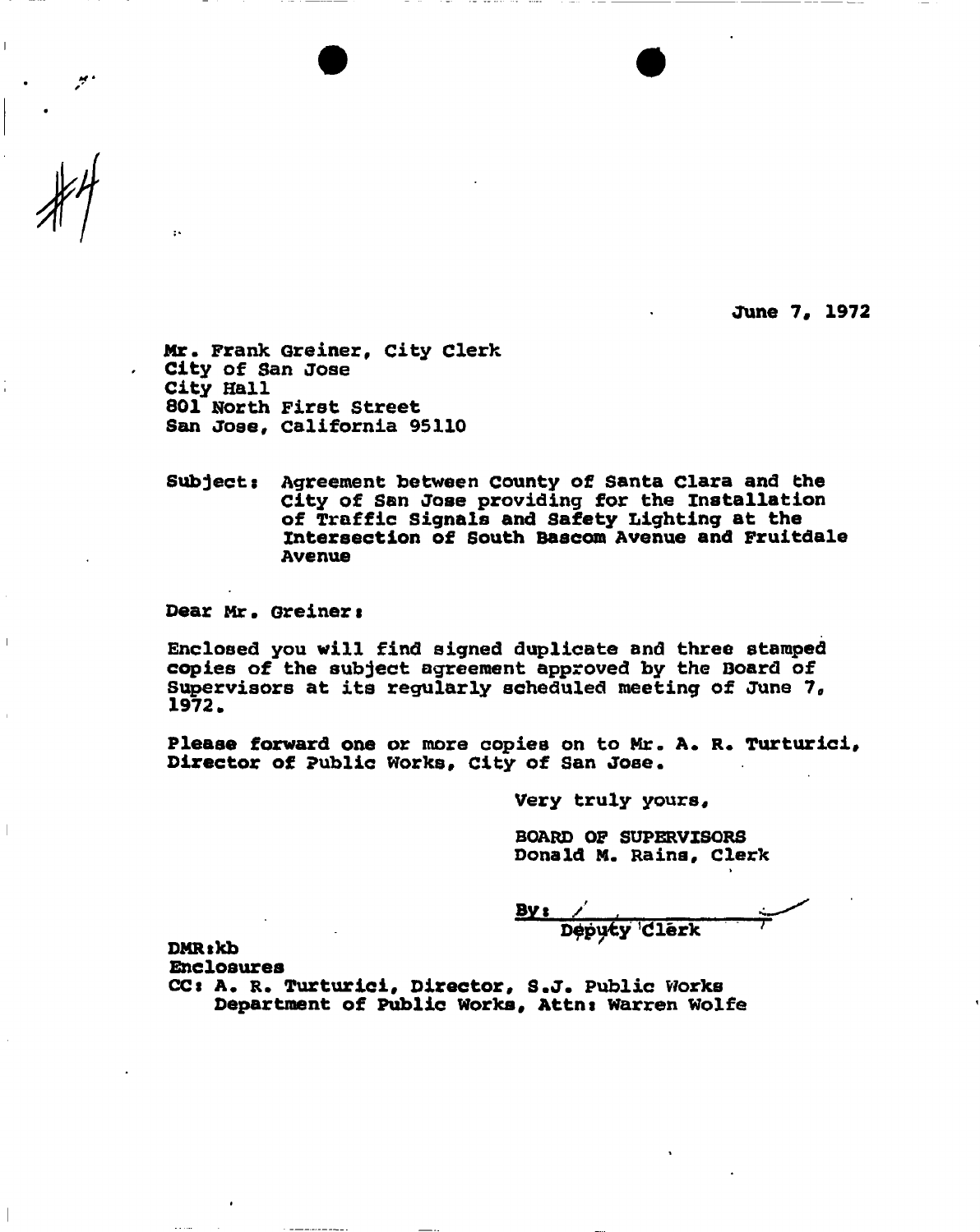#4

June 7, 1972

Mr. Frank Greiner, City Clerk
City of San Jose
City Hall
801 North First Street
San Jose, California 95110

Subject: Agreement between County of Santa Clara and the City of San Jose providing for the Installation of Traffic Signals and Safety Lighting at the Intersection of South Bascom Avenue and Fruitdale Avenue

Dear Mr. Greiner:

Enclosed you will find signed duplicate and three stamped copies of the subject agreement approved by the Board of Supervisors at its regularly scheduled meeting of June 7, 1972.

Please forward one or more copies on to Mr. A. R. Turturici, Director of Public Works, City of San Jose.

Very truly yours,

BOARD OF SUPERVISORS
Donald M. Rains, Clerk

By: ____________
Deputy Clerk

DMR:kb
Enclosures
CC: A. R. Turturici, Director, S.J. Public Works
Department of Public Works, Attn: Warren Wolfe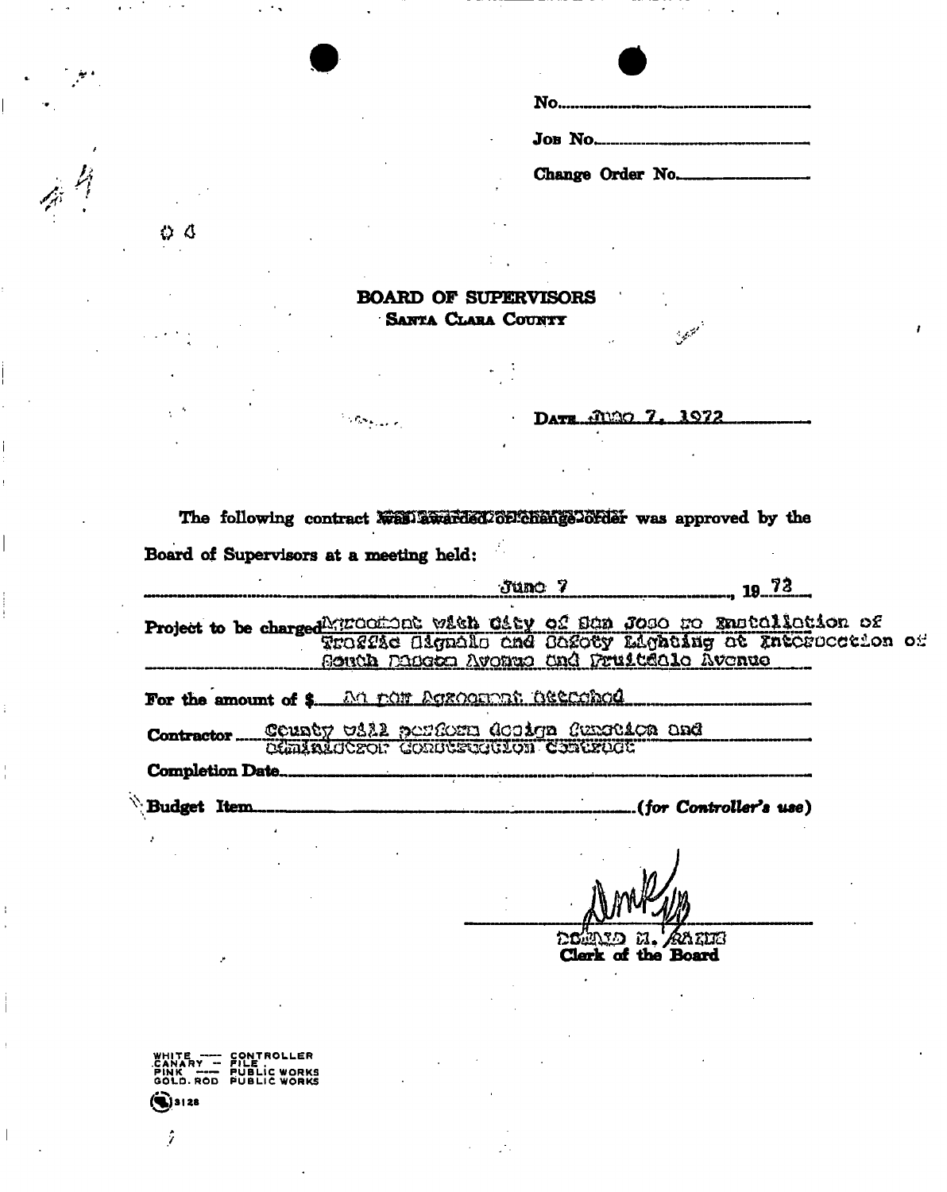No.

Job No.

Change Order No.

# BOARD OF SUPERVISORS
## Santa Clara County

Date June 7, 1972

The following contract ~~was awarded or change order~~ was approved by the Board of Supervisors at a meeting held:

June 7, 19 72

Project to be charged Agreement with City of San Jose re Installation of Traffic Signals and Safety Lighting at Intersection of South Bascom Avenue and Fruitdale Avenue

For the amount of $ As per Agreement attached

Contractor County will perform design function and administer construction contract

Completion Date

Budget Item (for Controller's use)

DONALD M. RAINS
Clerk of the Board

WHITE — CONTROLLER
CANARY — FILE
PINK — PUBLIC WORKS
GOLD. ROD PUBLIC WORKS

3128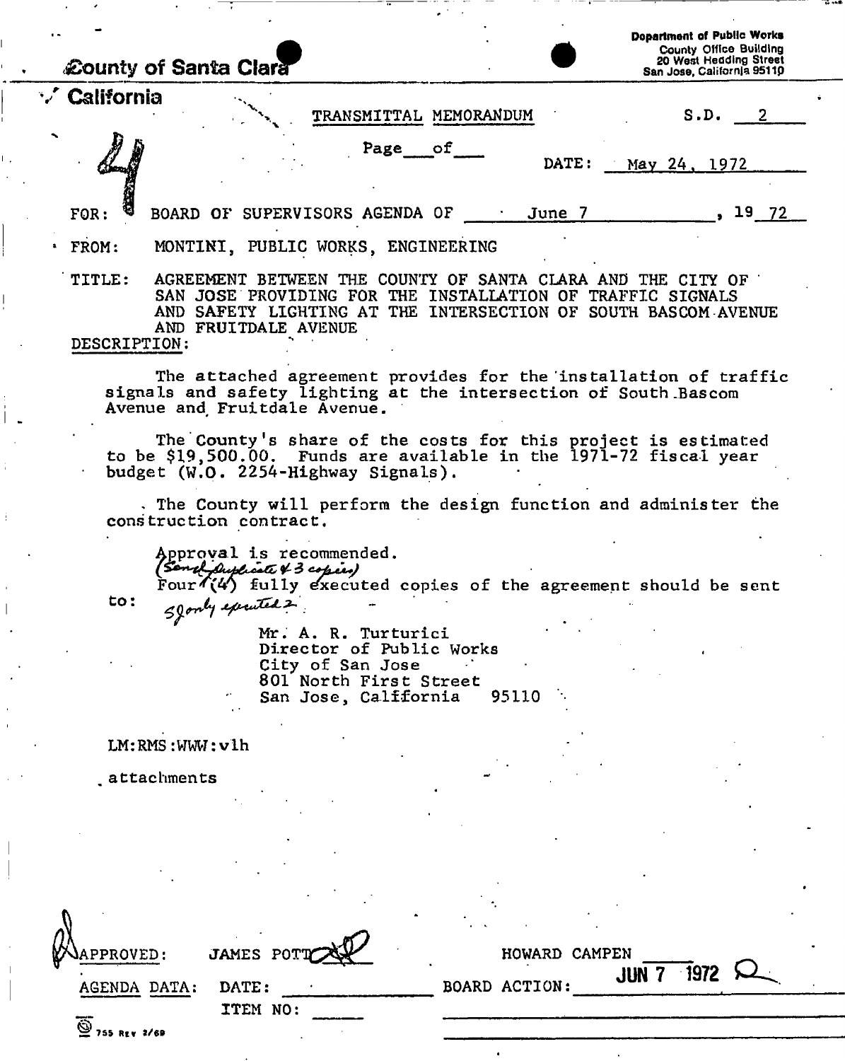County of Santa Clara

California

Department of Public Works
County Office Building
20 West Hedding Street
San Jose, California 95110

4

TRANSMITTAL MEMORANDUM

S.D. 2

Page \_\_\_ of \_\_\_

DATE: May 24, 1972

FOR: BOARD OF SUPERVISORS AGENDA OF June 7, 1972

FROM: MONTINI, PUBLIC WORKS, ENGINEERING

TITLE: AGREEMENT BETWEEN THE COUNTY OF SANTA CLARA AND THE CITY OF SAN JOSE PROVIDING FOR THE INSTALLATION OF TRAFFIC SIGNALS AND SAFETY LIGHTING AT THE INTERSECTION OF SOUTH BASCOM AVENUE AND FRUITDALE AVENUE

DESCRIPTION:

The attached agreement provides for the installation of traffic signals and safety lighting at the intersection of South Bascom Avenue and Fruitdale Avenue.

The County's share of the costs for this project is estimated to be $19,500.00. Funds are available in the 1971-72 fiscal year budget (W.O. 2254-Highway Signals).

The County will perform the design function and administer the construction contract.

Approval is recommended.
(Send duplicate & 3 copies)
Four (4) fully executed copies of the agreement should be sent to: SJ only executed 2

Mr. A. R. Turturici
Director of Public Works
City of San Jose
801 North First Street
San Jose, California 95110

LM:RMS:WWW:vlh

attachments

APPROVED: JAMES POTT

HOWARD CAMPEN

AGENDA DATA: DATE:

ITEM NO:

BOARD ACTION: JUN 7 1972

755 REV 2/69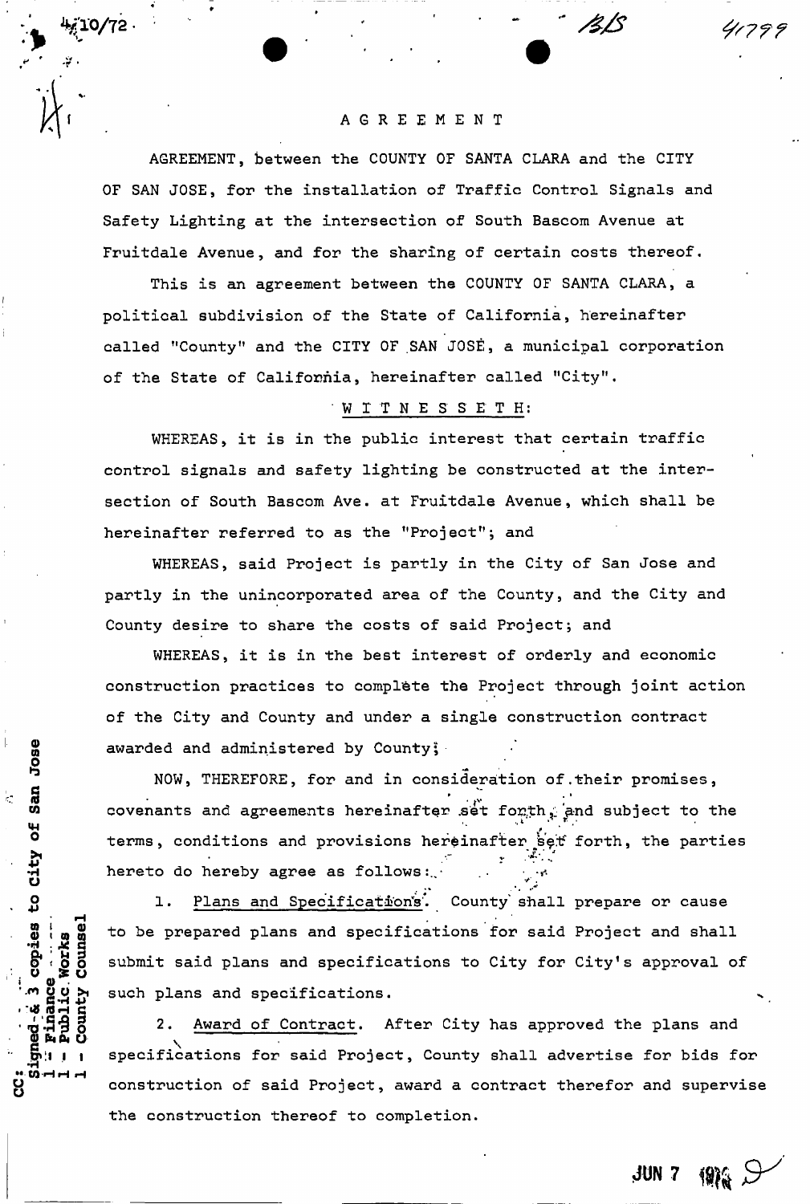# AGREEMENT

AGREEMENT, between the COUNTY OF SANTA CLARA and the CITY OF SAN JOSE, for the installation of Traffic Control Signals and Safety Lighting at the intersection of South Bascom Avenue at Fruitdale Avenue, and for the sharing of certain costs thereof.

This is an agreement between the COUNTY OF SANTA CLARA, a political subdivision of the State of California, hereinafter called "County" and the CITY OF SAN JOSÉ, a municipal corporation of the State of California, hereinafter called "City".

W I T N E S S E T H:

WHEREAS, it is in the public interest that certain traffic control signals and safety lighting be constructed at the intersection of South Bascom Ave. at Fruitdale Avenue, which shall be hereinafter referred to as the "Project"; and

WHEREAS, said Project is partly in the City of San Jose and partly in the unincorporated area of the County, and the City and County desire to share the costs of said Project; and

WHEREAS, it is in the best interest of orderly and economic construction practices to complete the Project through joint action of the City and County and under a single construction contract awarded and administered by County;

NOW, THEREFORE, for and in consideration of their promises, covenants and agreements hereinafter set forth, and subject to the terms, conditions and provisions hereinafter set forth, the parties hereto do hereby agree as follows:

1. Plans and Specifications. County shall prepare or cause to be prepared plans and specifications for said Project and shall submit said plans and specifications to City for City's approval of such plans and specifications.

2. Award of Contract. After City has approved the plans and specifications for said Project, County shall advertise for bids for construction of said Project, award a contract therefor and supervise the construction thereof to completion.

CC: Signed - & 3 copies to City of San Jose
1 - Finance
1 - Public Works
1 - County Counsel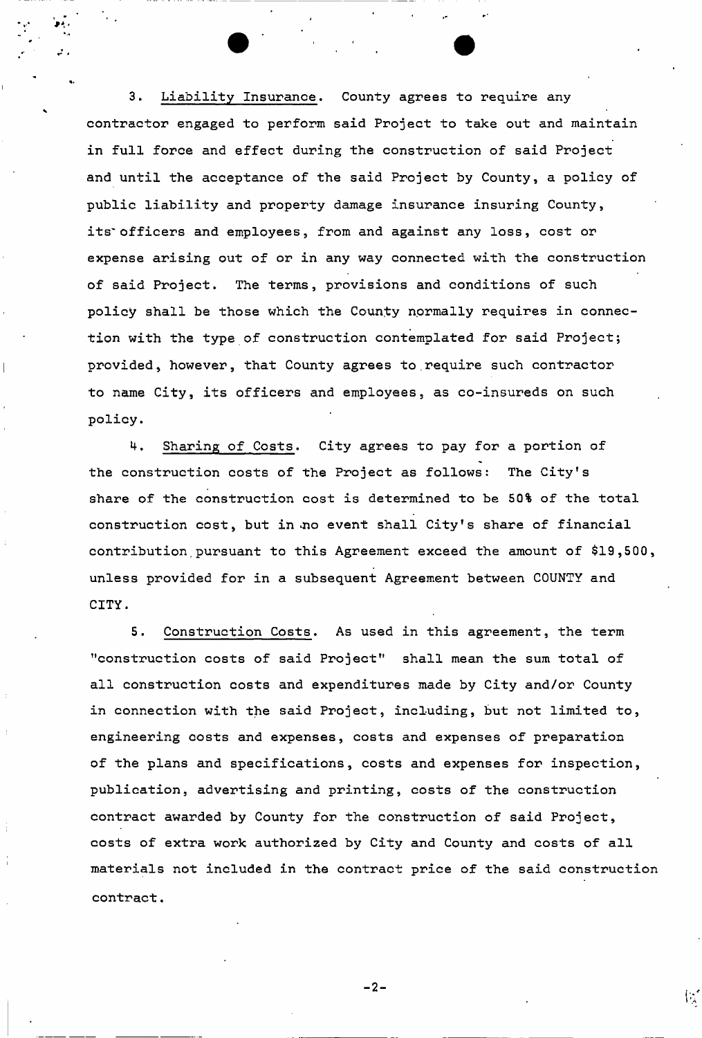3. Liability Insurance. County agrees to require any contractor engaged to perform said Project to take out and maintain in full force and effect during the construction of said Project and until the acceptance of the said Project by County, a policy of public liability and property damage insurance insuring County, its officers and employees, from and against any loss, cost or expense arising out of or in any way connected with the construction of said Project. The terms, provisions and conditions of such policy shall be those which the County normally requires in connection with the type of construction contemplated for said Project; provided, however, that County agrees to require such contractor to name City, its officers and employees, as co-insureds on such policy.

4. Sharing of Costs. City agrees to pay for a portion of the construction costs of the Project as follows: The City's share of the construction cost is determined to be 50% of the total construction cost, but in no event shall City's share of financial contribution pursuant to this Agreement exceed the amount of $19,500, unless provided for in a subsequent Agreement between COUNTY and CITY.

5. Construction Costs. As used in this agreement, the term "construction costs of said Project" shall mean the sum total of all construction costs and expenditures made by City and/or County in connection with the said Project, including, but not limited to, engineering costs and expenses, costs and expenses of preparation of the plans and specifications, costs and expenses for inspection, publication, advertising and printing, costs of the construction contract awarded by County for the construction of said Project, costs of extra work authorized by City and County and costs of all materials not included in the contract price of the said construction contract.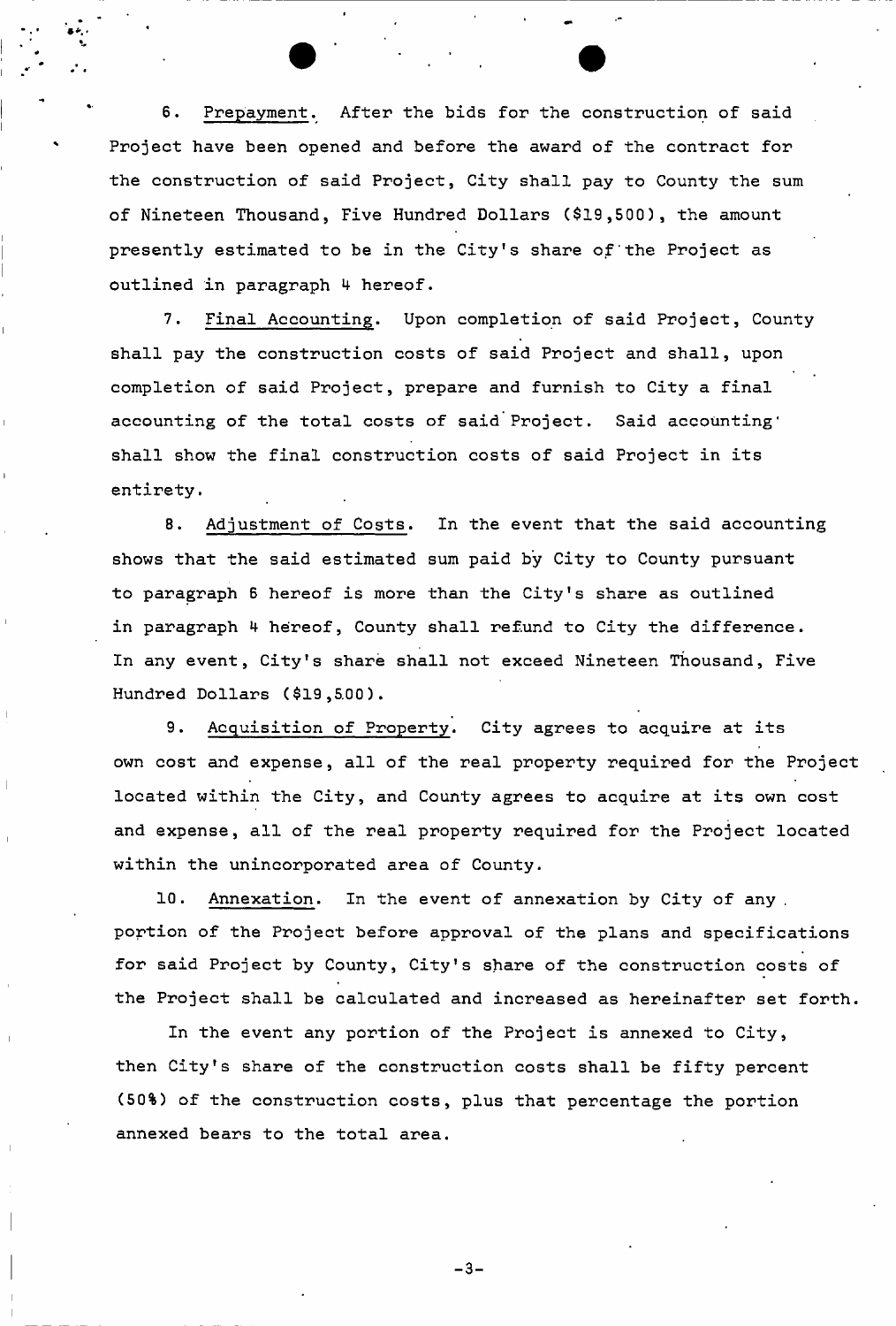6. Prepayment. After the bids for the construction of said Project have been opened and before the award of the contract for the construction of said Project, City shall pay to County the sum of Nineteen Thousand, Five Hundred Dollars ($19,500), the amount presently estimated to be in the City's share of the Project as outlined in paragraph 4 hereof.

7. Final Accounting. Upon completion of said Project, County shall pay the construction costs of said Project and shall, upon completion of said Project, prepare and furnish to City a final accounting of the total costs of said Project. Said accounting shall show the final construction costs of said Project in its entirety.

8. Adjustment of Costs. In the event that the said accounting shows that the said estimated sum paid by City to County pursuant to paragraph 6 hereof is more than the City's share as outlined in paragraph 4 hereof, County shall refund to City the difference. In any event, City's share shall not exceed Nineteen Thousand, Five Hundred Dollars ($19,500).

9. Acquisition of Property. City agrees to acquire at its own cost and expense, all of the real property required for the Project located within the City, and County agrees to acquire at its own cost and expense, all of the real property required for the Project located within the unincorporated area of County.

10. Annexation. In the event of annexation by City of any portion of the Project before approval of the plans and specifications for said Project by County, City's share of the construction costs of the Project shall be calculated and increased as hereinafter set forth.

In the event any portion of the Project is annexed to City, then City's share of the construction costs shall be fifty percent (50%) of the construction costs, plus that percentage the portion annexed bears to the total area.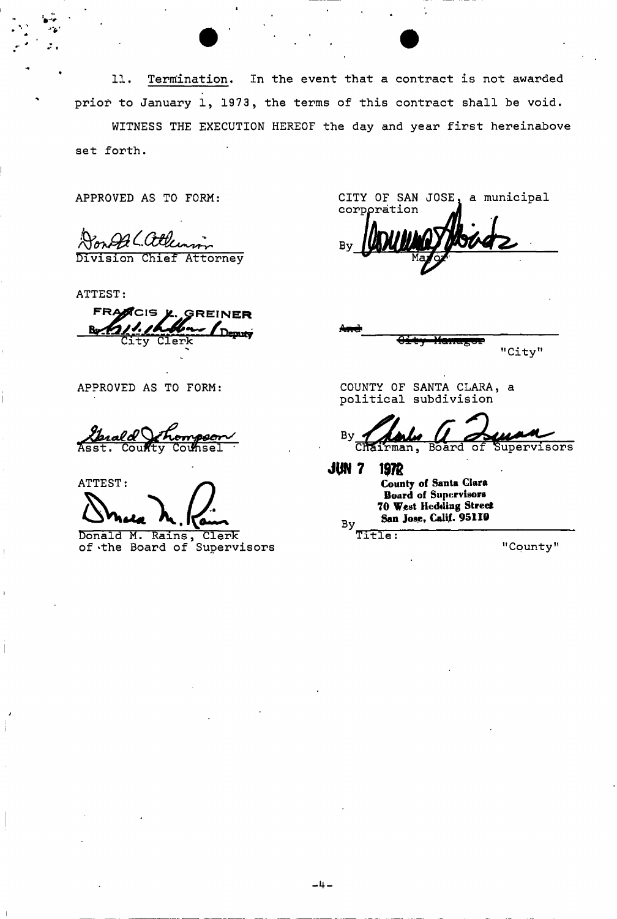11. Termination. In the event that a contract is not awarded prior to January 1, 1973, the terms of this contract shall be void.

WITNESS THE EXECUTION HEREOF the day and year first hereinabove set forth.

APPROVED AS TO FORM:

Donald C. Atkinson
Division Chief Attorney

ATTEST:

FRANCIS L. GREINER
By [signature] Deputy
City Clerk

CITY OF SAN JOSE, a municipal corporation

By [signature]
Mayor

~~And~~ ______________________
~~City Manager~~

"City"

APPROVED AS TO FORM:

Gerald J. Thompson
Asst. County Counsel

ATTEST:

Donald M. Rains
Donald M. Rains, Clerk
of the Board of Supervisors

COUNTY OF SANTA CLARA, a political subdivision

By [signature]
Chairman, Board of Supervisors

JUN 7 1972

**County of Santa Clara**
**Board of Supervisors**
**70 West Hedding Street**
**San Jose, Calif. 95110**

By ______________________
Title:

"County"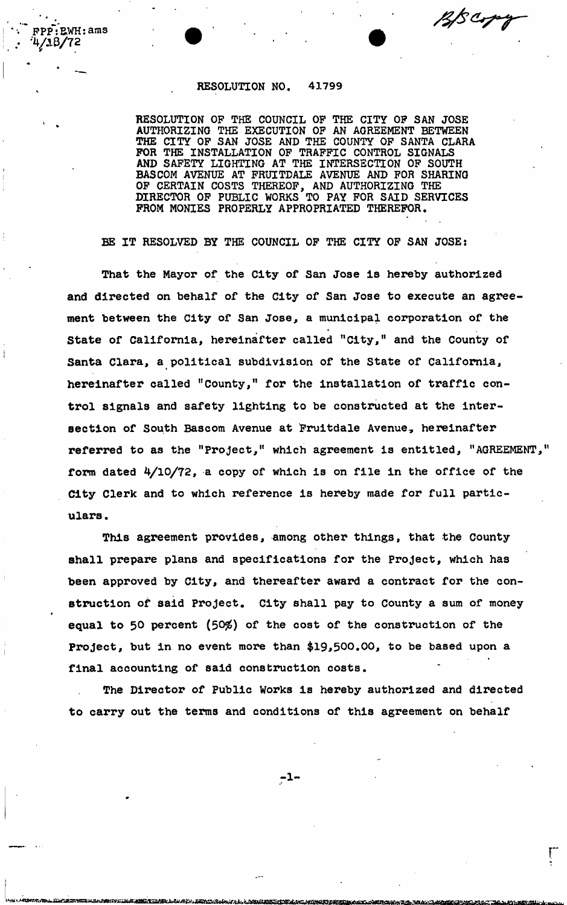FPP:EWH:ams
4/18/72

BS Copy

RESOLUTION NO. 41799

RESOLUTION OF THE COUNCIL OF THE CITY OF SAN JOSE AUTHORIZING THE EXECUTION OF AN AGREEMENT BETWEEN THE CITY OF SAN JOSE AND THE COUNTY OF SANTA CLARA FOR THE INSTALLATION OF TRAFFIC CONTROL SIGNALS AND SAFETY LIGHTING AT THE INTERSECTION OF SOUTH BASCOM AVENUE AT FRUITDALE AVENUE AND FOR SHARING OF CERTAIN COSTS THEREOF, AND AUTHORIZING THE DIRECTOR OF PUBLIC WORKS TO PAY FOR SAID SERVICES FROM MONIES PROPERLY APPROPRIATED THEREFOR.

BE IT RESOLVED BY THE COUNCIL OF THE CITY OF SAN JOSE:

That the Mayor of the City of San Jose is hereby authorized and directed on behalf of the City of San Jose to execute an agreement between the City of San Jose, a municipal corporation of the State of California, hereinafter called "City," and the County of Santa Clara, a political subdivision of the State of California, hereinafter called "County," for the installation of traffic control signals and safety lighting to be constructed at the intersection of South Bascom Avenue at Fruitdale Avenue, hereinafter referred to as the "Project," which agreement is entitled, "AGREEMENT," form dated 4/10/72, a copy of which is on file in the office of the City Clerk and to which reference is hereby made for full particulars.

This agreement provides, among other things, that the County shall prepare plans and specifications for the Project, which has been approved by City, and thereafter award a contract for the construction of said Project. City shall pay to County a sum of money equal to 50 percent (50%) of the cost of the construction of the Project, but in no event more than $19,500.00, to be based upon a final accounting of said construction costs.

The Director of Public Works is hereby authorized and directed to carry out the terms and conditions of this agreement on behalf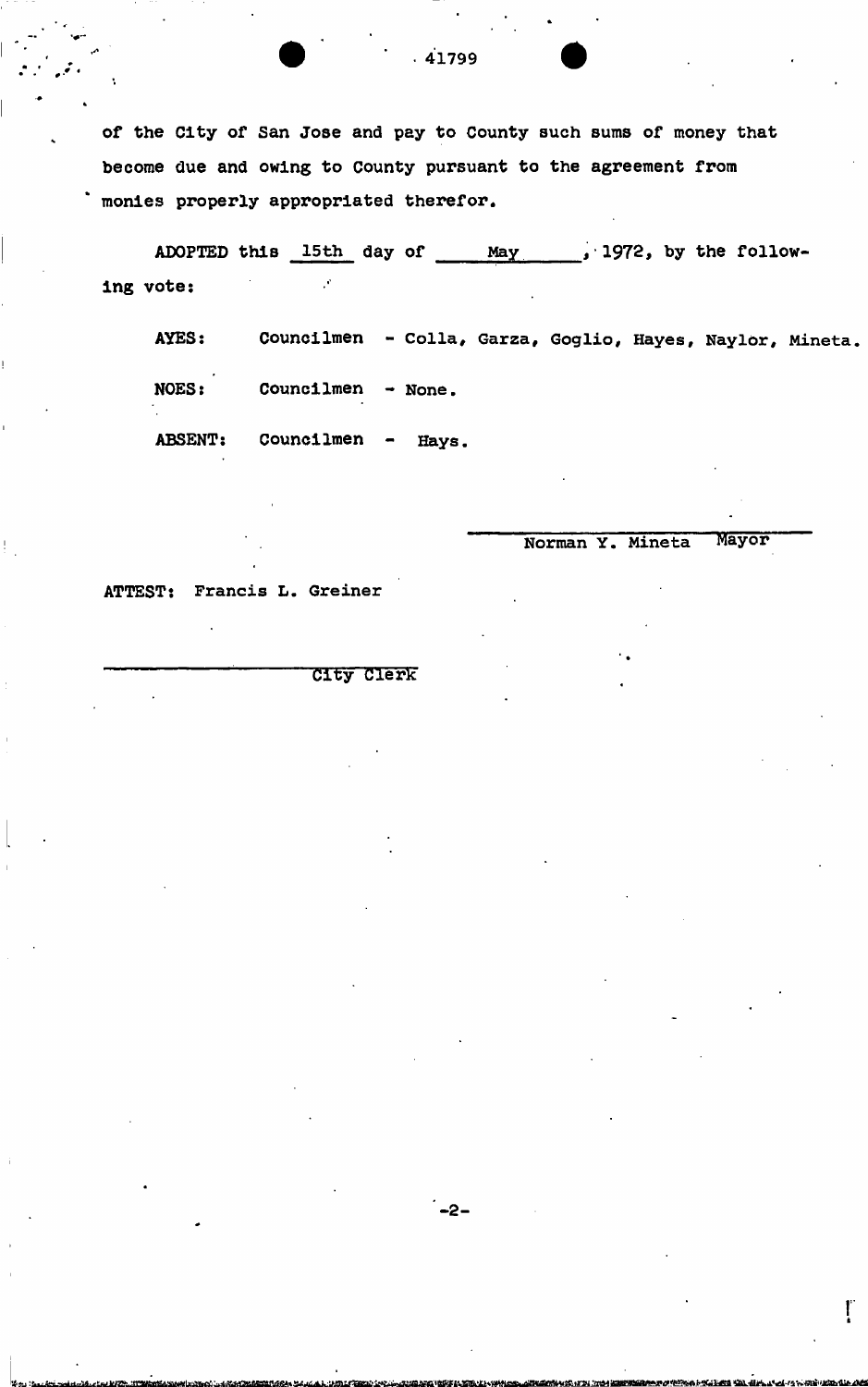41799

of the City of San Jose and pay to County such sums of money that become due and owing to County pursuant to the agreement from monies properly appropriated therefor.

ADOPTED this 15th day of May, 1972, by the following vote:

AYES: Councilmen - Colla, Garza, Goglio, Hayes, Naylor, Mineta.

NOES: Councilmen - None.

ABSENT: Councilmen - Hays.

Norman Y. Mineta Mayor

ATTEST: Francis L. Greiner

City Clerk